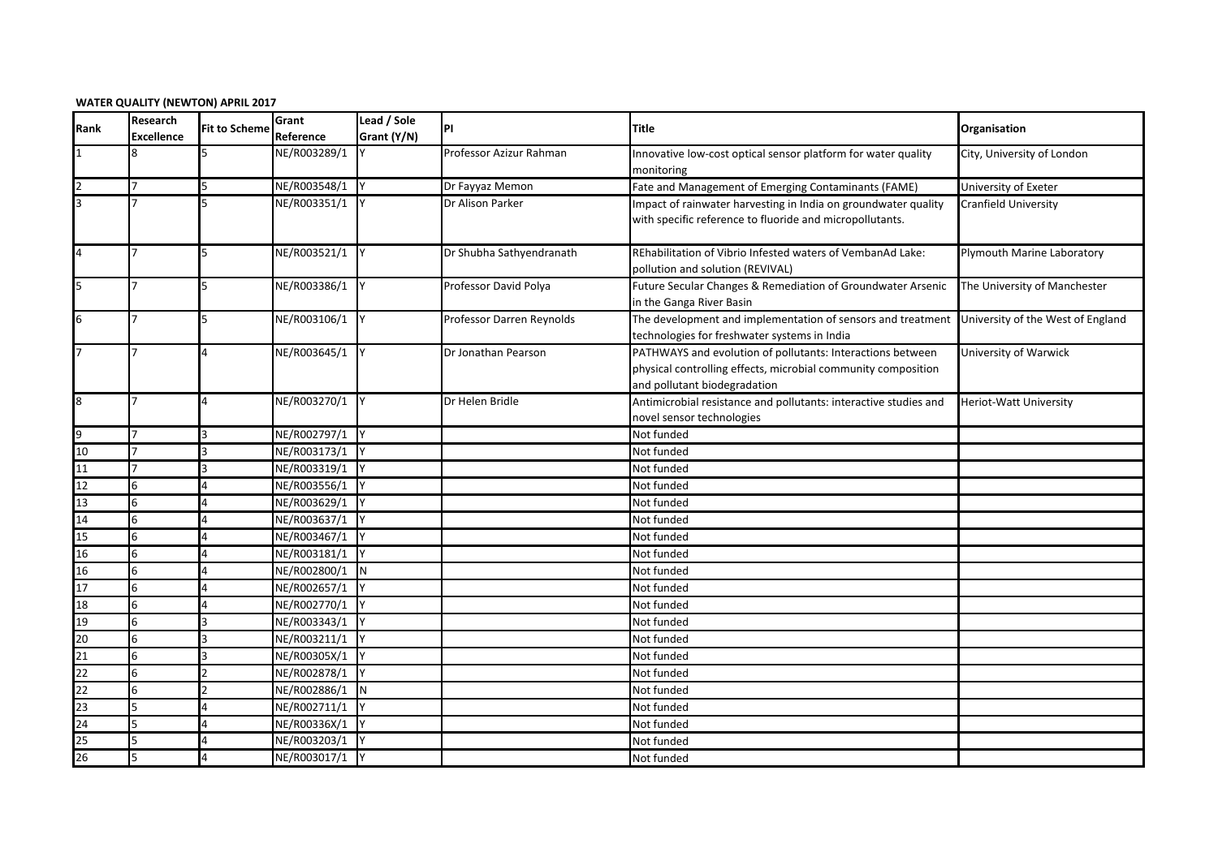**WATER QUALITY (NEWTON) APRIL 2017**

| Rank | Research Excellence | Fit to Scheme | Grant Reference | Lead / Sole Grant (Y/N) | PI | Title | Organisation |
|---|---|---|---|---|---|---|---|
| 1 | 8 | 5 | NE/R003289/1 | Y | Professor Azizur Rahman | Innovative low-cost optical sensor platform for water quality monitoring | City, University of London |
| 2 | 7 | 5 | NE/R003548/1 | Y | Dr Fayyaz Memon | Fate and Management of Emerging Contaminants (FAME) | University of Exeter |
| 3 | 7 | 5 | NE/R003351/1 | Y | Dr Alison Parker | Impact of rainwater harvesting in India on groundwater quality with specific reference to fluoride and micropollutants. | Cranfield University |
| 4 | 7 | 5 | NE/R003521/1 | Y | Dr Shubha Sathyendranath | REhabilitation of Vibrio Infested waters of VembanAd Lake: pollution and solution (REVIVAL) | Plymouth Marine Laboratory |
| 5 | 7 | 5 | NE/R003386/1 | Y | Professor David Polya | Future Secular Changes & Remediation of Groundwater Arsenic in the Ganga River Basin | The University of Manchester |
| 6 | 7 | 5 | NE/R003106/1 | Y | Professor Darren Reynolds | The development and implementation of sensors and treatment technologies for freshwater systems in India | University of the West of England |
| 7 | 7 | 4 | NE/R003645/1 | Y | Dr Jonathan Pearson | PATHWAYS and evolution of pollutants: Interactions between physical controlling effects, microbial community composition and pollutant biodegradation | University of Warwick |
| 8 | 7 | 4 | NE/R003270/1 | Y | Dr Helen Bridle | Antimicrobial resistance and pollutants: interactive studies and novel sensor technologies | Heriot-Watt University |
| 9 | 7 | 3 | NE/R002797/1 | Y | | Not funded | |
| 10 | 7 | 3 | NE/R003173/1 | Y | | Not funded | |
| 11 | 7 | 3 | NE/R003319/1 | Y | | Not funded | |
| 12 | 6 | 4 | NE/R003556/1 | Y | | Not funded | |
| 13 | 6 | 4 | NE/R003629/1 | Y | | Not funded | |
| 14 | 6 | 4 | NE/R003637/1 | Y | | Not funded | |
| 15 | 6 | 4 | NE/R003467/1 | Y | | Not funded | |
| 16 | 6 | 4 | NE/R003181/1 | Y | | Not funded | |
| 16 | 6 | 4 | NE/R002800/1 | N | | Not funded | |
| 17 | 6 | 4 | NE/R002657/1 | Y | | Not funded | |
| 18 | 6 | 4 | NE/R002770/1 | Y | | Not funded | |
| 19 | 6 | 3 | NE/R003343/1 | Y | | Not funded | |
| 20 | 6 | 3 | NE/R003211/1 | Y | | Not funded | |
| 21 | 6 | 3 | NE/R00305X/1 | Y | | Not funded | |
| 22 | 6 | 2 | NE/R002878/1 | Y | | Not funded | |
| 22 | 6 | 2 | NE/R002886/1 | N | | Not funded | |
| 23 | 5 | 4 | NE/R002711/1 | Y | | Not funded | |
| 24 | 5 | 4 | NE/R00336X/1 | Y | | Not funded | |
| 25 | 5 | 4 | NE/R003203/1 | Y | | Not funded | |
| 26 | 5 | 4 | NE/R003017/1 | Y | | Not funded | |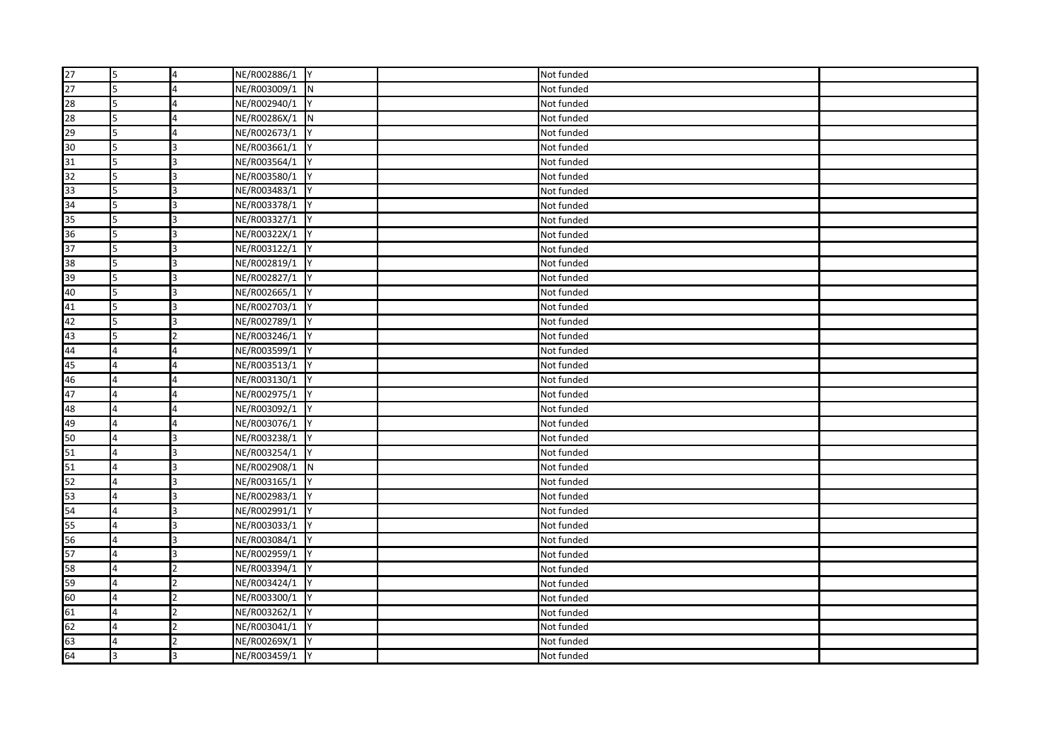| | | | | | | | |
|---|---|---|---|---|---|---|---|
| 27 | 5 | 4 | NE/R002886/1 | Y | | Not funded | |
| 27 | 5 | 4 | NE/R003009/1 | N | | Not funded | |
| 28 | 5 | 4 | NE/R002940/1 | Y | | Not funded | |
| 28 | 5 | 4 | NE/R00286X/1 | N | | Not funded | |
| 29 | 5 | 4 | NE/R002673/1 | Y | | Not funded | |
| 30 | 5 | 3 | NE/R003661/1 | Y | | Not funded | |
| 31 | 5 | 3 | NE/R003564/1 | Y | | Not funded | |
| 32 | 5 | 3 | NE/R003580/1 | Y | | Not funded | |
| 33 | 5 | 3 | NE/R003483/1 | Y | | Not funded | |
| 34 | 5 | 3 | NE/R003378/1 | Y | | Not funded | |
| 35 | 5 | 3 | NE/R003327/1 | Y | | Not funded | |
| 36 | 5 | 3 | NE/R00322X/1 | Y | | Not funded | |
| 37 | 5 | 3 | NE/R003122/1 | Y | | Not funded | |
| 38 | 5 | 3 | NE/R002819/1 | Y | | Not funded | |
| 39 | 5 | 3 | NE/R002827/1 | Y | | Not funded | |
| 40 | 5 | 3 | NE/R002665/1 | Y | | Not funded | |
| 41 | 5 | 3 | NE/R002703/1 | Y | | Not funded | |
| 42 | 5 | 3 | NE/R002789/1 | Y | | Not funded | |
| 43 | 5 | 2 | NE/R003246/1 | Y | | Not funded | |
| 44 | 4 | 4 | NE/R003599/1 | Y | | Not funded | |
| 45 | 4 | 4 | NE/R003513/1 | Y | | Not funded | |
| 46 | 4 | 4 | NE/R003130/1 | Y | | Not funded | |
| 47 | 4 | 4 | NE/R002975/1 | Y | | Not funded | |
| 48 | 4 | 4 | NE/R003092/1 | Y | | Not funded | |
| 49 | 4 | 4 | NE/R003076/1 | Y | | Not funded | |
| 50 | 4 | 3 | NE/R003238/1 | Y | | Not funded | |
| 51 | 4 | 3 | NE/R003254/1 | Y | | Not funded | |
| 51 | 4 | 3 | NE/R002908/1 | N | | Not funded | |
| 52 | 4 | 3 | NE/R003165/1 | Y | | Not funded | |
| 53 | 4 | 3 | NE/R002983/1 | Y | | Not funded | |
| 54 | 4 | 3 | NE/R002991/1 | Y | | Not funded | |
| 55 | 4 | 3 | NE/R003033/1 | Y | | Not funded | |
| 56 | 4 | 3 | NE/R003084/1 | Y | | Not funded | |
| 57 | 4 | 3 | NE/R002959/1 | Y | | Not funded | |
| 58 | 4 | 2 | NE/R003394/1 | Y | | Not funded | |
| 59 | 4 | 2 | NE/R003424/1 | Y | | Not funded | |
| 60 | 4 | 2 | NE/R003300/1 | Y | | Not funded | |
| 61 | 4 | 2 | NE/R003262/1 | Y | | Not funded | |
| 62 | 4 | 2 | NE/R003041/1 | Y | | Not funded | |
| 63 | 4 | 2 | NE/R00269X/1 | Y | | Not funded | |
| 64 | 3 | 3 | NE/R003459/1 | Y | | Not funded | |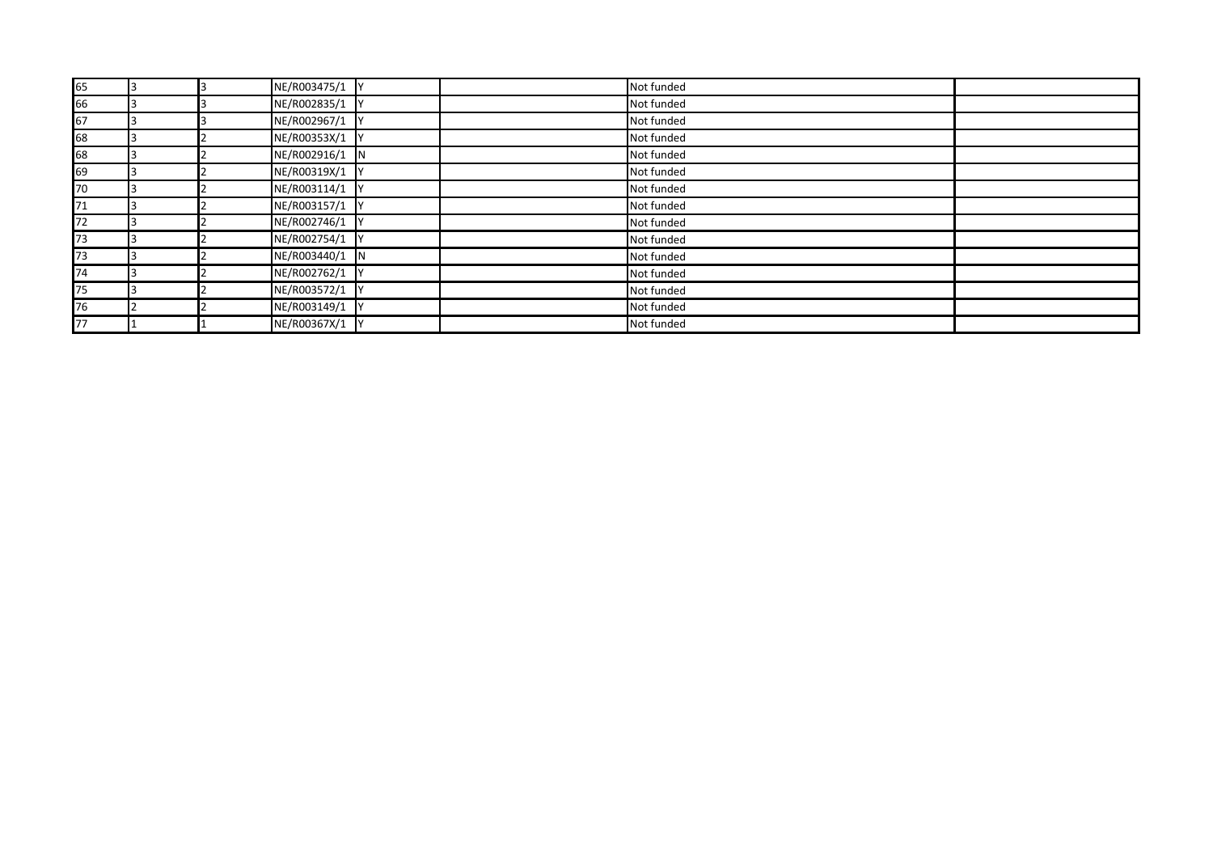| | | | | | | | |
|---|---|---|---|---|---|---|---|
| 65 | 3 | 3 | NE/R003475/1 | Y | | Not funded | |
| 66 | 3 | 3 | NE/R002835/1 | Y | | Not funded | |
| 67 | 3 | 3 | NE/R002967/1 | Y | | Not funded | |
| 68 | 3 | 2 | NE/R00353X/1 | Y | | Not funded | |
| 68 | 3 | 2 | NE/R002916/1 | N | | Not funded | |
| 69 | 3 | 2 | NE/R00319X/1 | Y | | Not funded | |
| 70 | 3 | 2 | NE/R003114/1 | Y | | Not funded | |
| 71 | 3 | 2 | NE/R003157/1 | Y | | Not funded | |
| 72 | 3 | 2 | NE/R002746/1 | Y | | Not funded | |
| 73 | 3 | 2 | NE/R002754/1 | Y | | Not funded | |
| 73 | 3 | 2 | NE/R003440/1 | N | | Not funded | |
| 74 | 3 | 2 | NE/R002762/1 | Y | | Not funded | |
| 75 | 3 | 2 | NE/R003572/1 | Y | | Not funded | |
| 76 | 2 | 2 | NE/R003149/1 | Y | | Not funded | |
| 77 | 1 | 1 | NE/R00367X/1 | Y | | Not funded | |